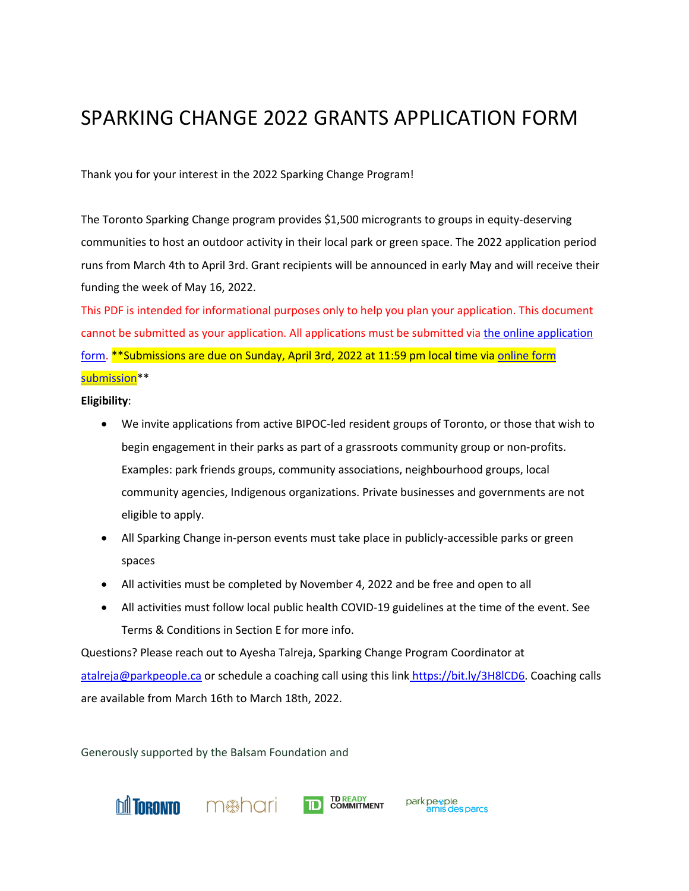# SPARKING CHANGE 2022 GRANTS APPLICATION FORM

Thank you for your interest in the 2022 Sparking Change Program!

The Toronto Sparking Change program provides $1,500 microgrants to groups in equity-deserving communities to host an outdoor activity in their local park or green space. The 2022 application period runs from March 4th to April 3rd. Grant recipients will be announced in early May and will receive their funding the week of May 16, 2022.

This PDF is intended for informational purposes only to help you plan your application. This document cannot be submitted as your application. All applications must be submitted via the online application form. **Submissions are due on Sunday, April 3rd, 2022 at 11:59 pm local time via online form submission**

**Eligibility**:

- We invite applications from active BIPOC-led resident groups of Toronto, or those that wish to begin engagement in their parks as part of a grassroots community group or non-profits. Examples: park friends groups, community associations, neighbourhood groups, local community agencies, Indigenous organizations. Private businesses and governments are not eligible to apply.
- All Sparking Change in-person events must take place in publicly-accessible parks or green spaces
- All activities must be completed by November 4, 2022 and be free and open to all
- All activities must follow local public health COVID-19 guidelines at the time of the event. See Terms & Conditions in Section E for more info.

Questions? Please reach out to Ayesha Talreja, Sparking Change Program Coordinator at atalreja@parkpeople.ca or schedule a coaching call using this link https://bit.ly/3H8lCD6. Coaching calls are available from March 16th to March 18th, 2022.

Generously supported by the Balsam Foundation and

Toronto | mohari | TD READY COMMITMENT | park people amis des parcs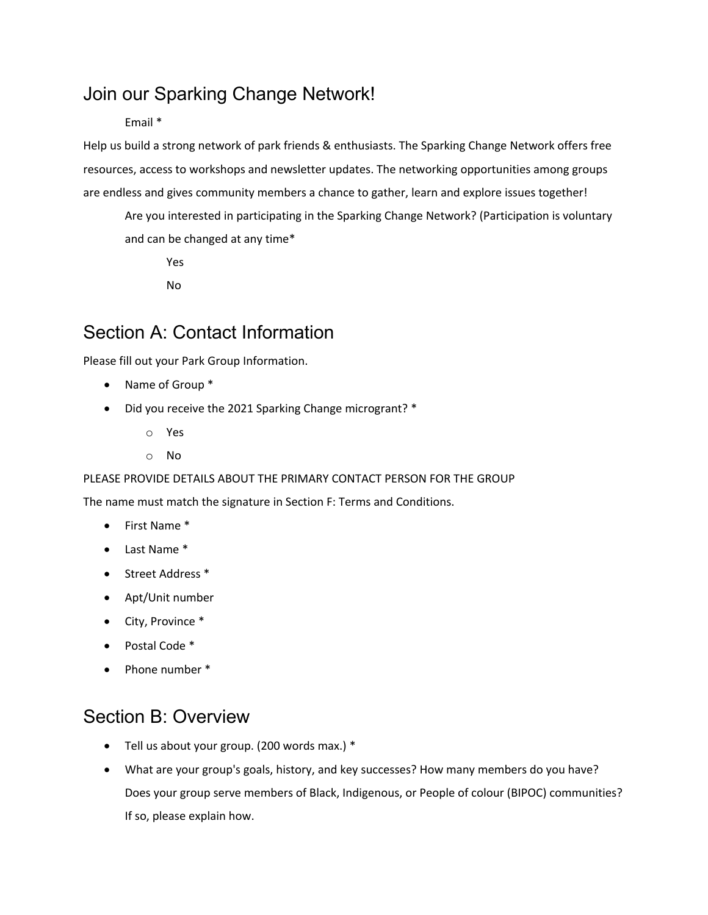## Join our Sparking Change Network!

Email *

Help us build a strong network of park friends & enthusiasts. The Sparking Change Network offers free resources, access to workshops and newsletter updates. The networking opportunities among groups are endless and gives community members a chance to gather, learn and explore issues together!

Are you interested in participating in the Sparking Change Network? (Participation is voluntary and can be changed at any time*

Yes

No

## Section A: Contact Information

Please fill out your Park Group Information.

- Name of Group *
- Did you receive the 2021 Sparking Change microgrant? *
  - Yes
  - No

PLEASE PROVIDE DETAILS ABOUT THE PRIMARY CONTACT PERSON FOR THE GROUP

The name must match the signature in Section F: Terms and Conditions.

- First Name *
- Last Name *
- Street Address *
- Apt/Unit number
- City, Province *
- Postal Code *
- Phone number *

## Section B: Overview

- Tell us about your group. (200 words max.) *
- What are your group's goals, history, and key successes? How many members do you have? Does your group serve members of Black, Indigenous, or People of colour (BIPOC) communities? If so, please explain how.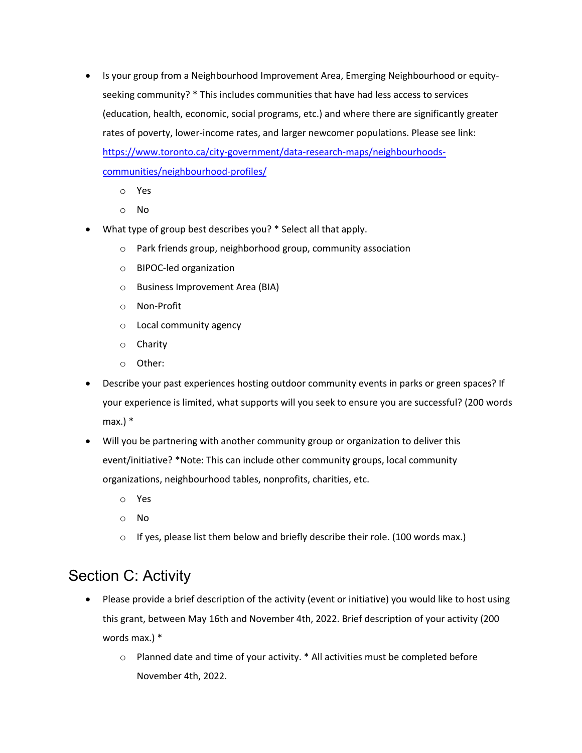- Is your group from a Neighbourhood Improvement Area, Emerging Neighbourhood or equity-seeking community? * This includes communities that have had less access to services (education, health, economic, social programs, etc.) and where there are significantly greater rates of poverty, lower-income rates, and larger newcomer populations. Please see link: [https://www.toronto.ca/city-government/data-research-maps/neighbourhoods-communities/neighbourhood-profiles/](https://www.toronto.ca/city-government/data-research-maps/neighbourhoods-communities/neighbourhood-profiles/)
  - Yes
  - No
- What type of group best describes you? * Select all that apply.
  - Park friends group, neighborhood group, community association
  - BIPOC-led organization
  - Business Improvement Area (BIA)
  - Non-Profit
  - Local community agency
  - Charity
  - Other:
- Describe your past experiences hosting outdoor community events in parks or green spaces? If your experience is limited, what supports will you seek to ensure you are successful? (200 words max.) *
- Will you be partnering with another community group or organization to deliver this event/initiative? *Note: This can include other community groups, local community organizations, neighbourhood tables, nonprofits, charities, etc.
  - Yes
  - No
  - If yes, please list them below and briefly describe their role. (100 words max.)

## Section C: Activity

- Please provide a brief description of the activity (event or initiative) you would like to host using this grant, between May 16th and November 4th, 2022. Brief description of your activity (200 words max.) *
  - Planned date and time of your activity. * All activities must be completed before November 4th, 2022.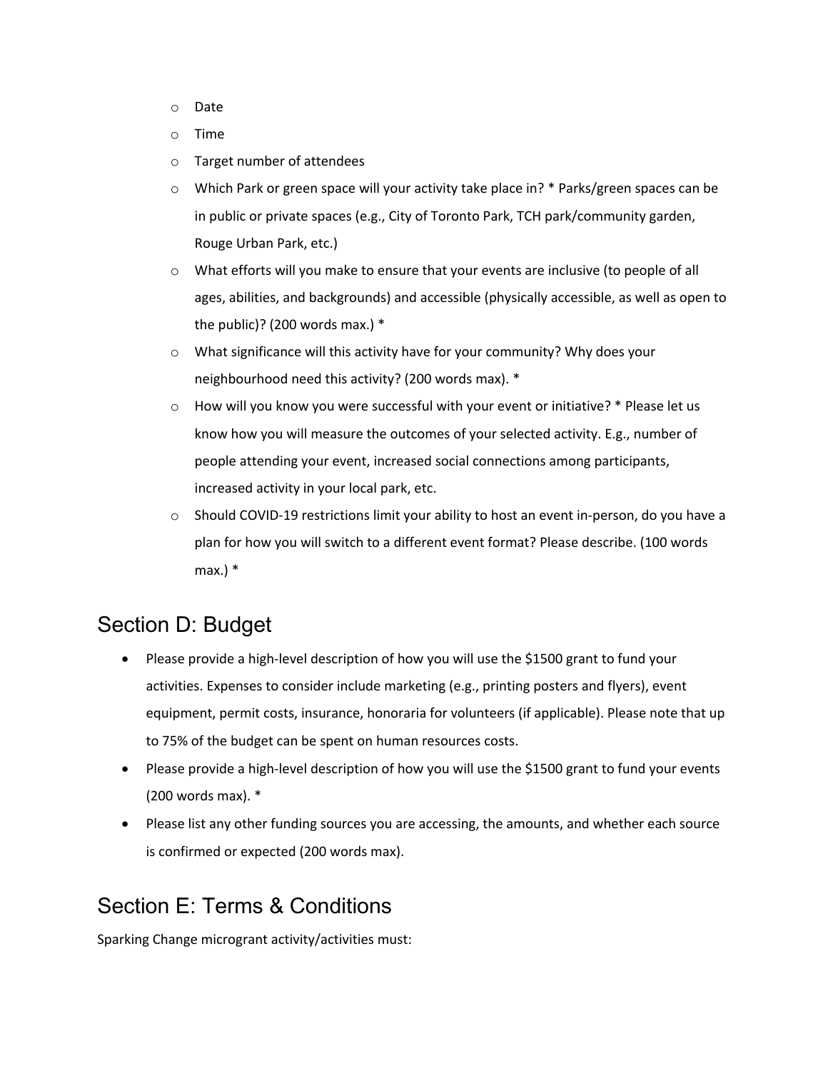- Date
  - Time
  - Target number of attendees
  - Which Park or green space will your activity take place in? * Parks/green spaces can be in public or private spaces (e.g., City of Toronto Park, TCH park/community garden, Rouge Urban Park, etc.)
  - What efforts will you make to ensure that your events are inclusive (to people of all ages, abilities, and backgrounds) and accessible (physically accessible, as well as open to the public)? (200 words max.) *
  - What significance will this activity have for your community? Why does your neighbourhood need this activity? (200 words max). *
  - How will you know you were successful with your event or initiative? * Please let us know how you will measure the outcomes of your selected activity. E.g., number of people attending your event, increased social connections among participants, increased activity in your local park, etc.
  - Should COVID-19 restrictions limit your ability to host an event in-person, do you have a plan for how you will switch to a different event format? Please describe. (100 words max.) *

## Section D: Budget

- Please provide a high-level description of how you will use the $1500 grant to fund your activities. Expenses to consider include marketing (e.g., printing posters and flyers), event equipment, permit costs, insurance, honoraria for volunteers (if applicable). Please note that up to 75% of the budget can be spent on human resources costs.
- Please provide a high-level description of how you will use the $1500 grant to fund your events (200 words max). *
- Please list any other funding sources you are accessing, the amounts, and whether each source is confirmed or expected (200 words max).

## Section E: Terms & Conditions

Sparking Change microgrant activity/activities must: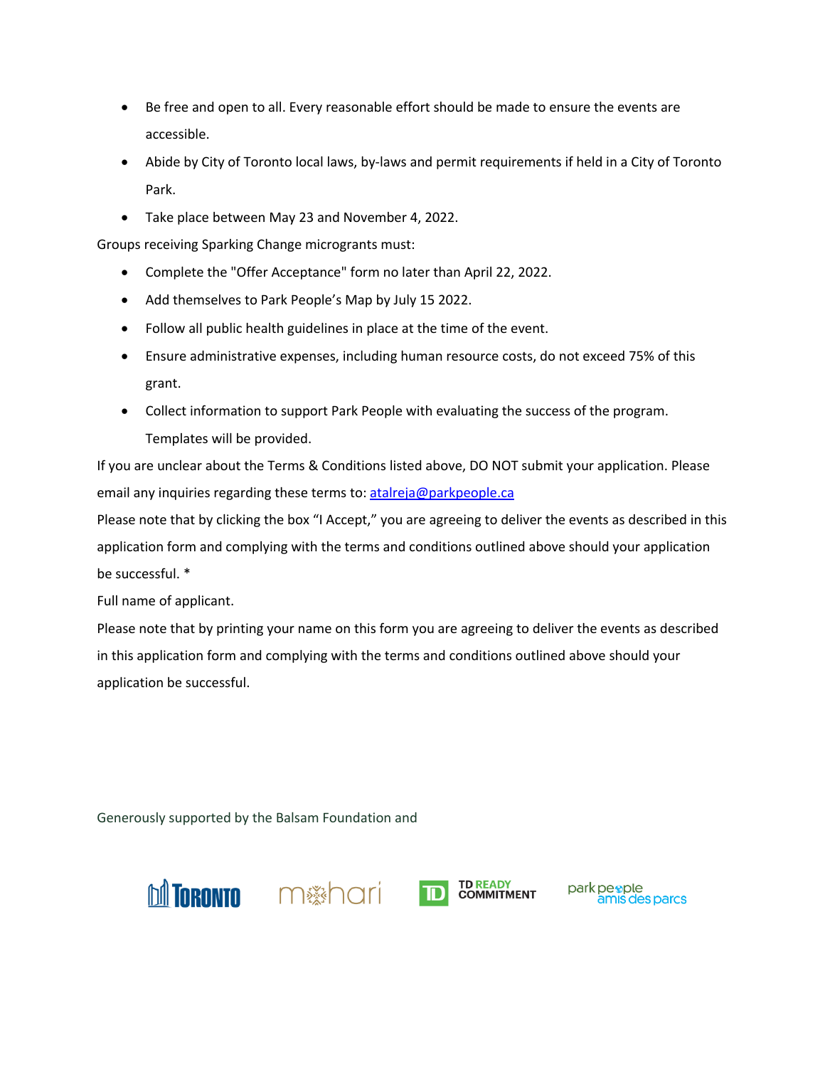- Be free and open to all. Every reasonable effort should be made to ensure the events are accessible.
- Abide by City of Toronto local laws, by-laws and permit requirements if held in a City of Toronto Park.
- Take place between May 23 and November 4, 2022.

Groups receiving Sparking Change microgrants must:

- Complete the "Offer Acceptance" form no later than April 22, 2022.
- Add themselves to Park People's Map by July 15 2022.
- Follow all public health guidelines in place at the time of the event.
- Ensure administrative expenses, including human resource costs, do not exceed 75% of this grant.
- Collect information to support Park People with evaluating the success of the program. Templates will be provided.

If you are unclear about the Terms & Conditions listed above, DO NOT submit your application. Please email any inquiries regarding these terms to: atalreja@parkpeople.ca

Please note that by clicking the box "I Accept," you are agreeing to deliver the events as described in this application form and complying with the terms and conditions outlined above should your application be successful. *

Full name of applicant.

Please note that by printing your name on this form you are agreeing to deliver the events as described in this application form and complying with the terms and conditions outlined above should your application be successful.

Generously supported by the Balsam Foundation and

TORONTO mohari TD READY COMMITMENT park people amis des parcs